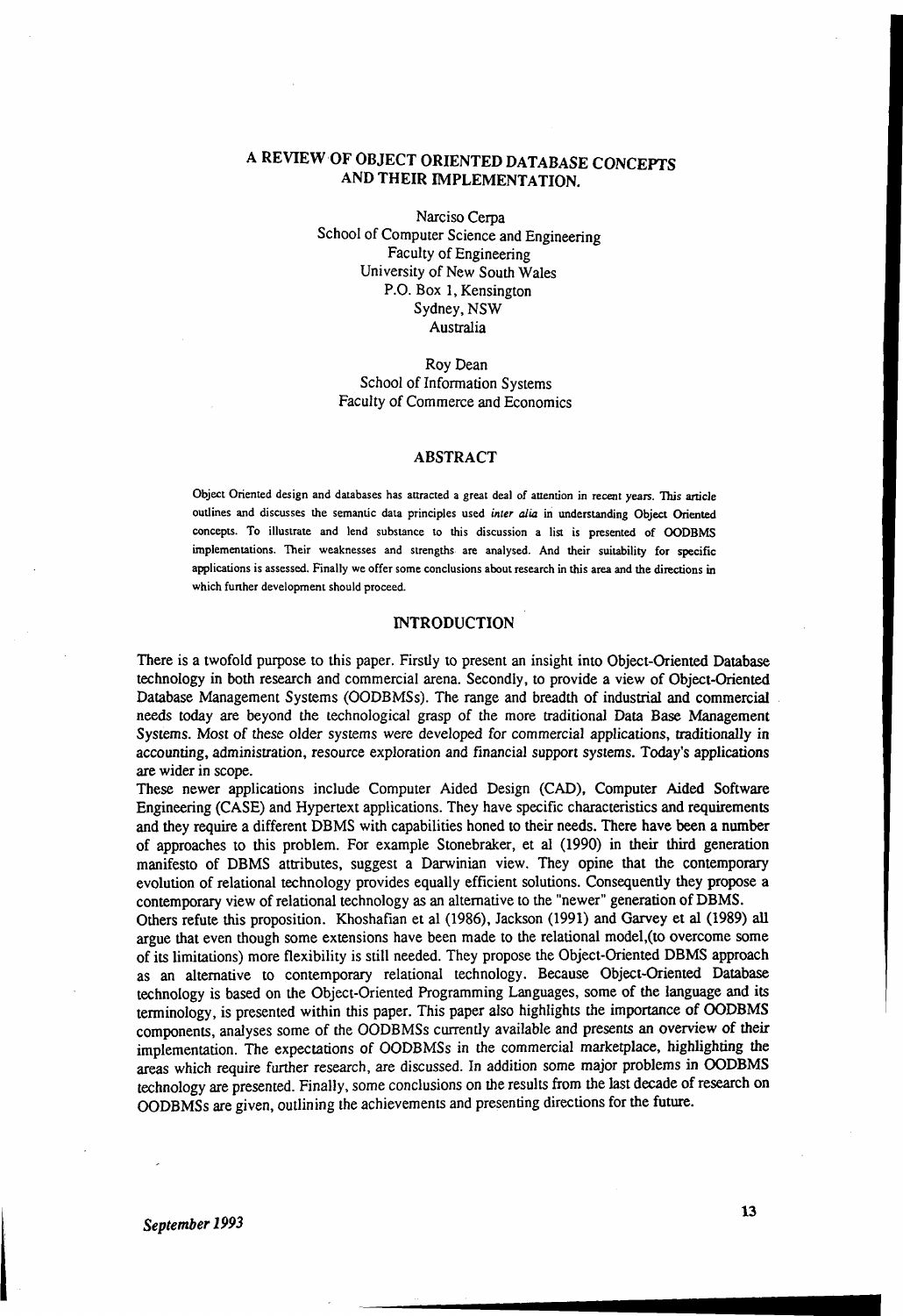# A REVIEW OF OBJECT ORIENTED DATABASE CONCEPTS AND THEIR IMPLEMENTATION.

Narciso Cerpa
School of Computer Science and Engineering
Faculty of Engineering
University of New South Wales
P.O. Box 1, Kensington
Sydney, NSW
Australia

Roy Dean
School of Information Systems
Faculty of Commerce and Economics

## ABSTRACT

Object Oriented design and databases has attracted a great deal of attention in recent years. This article outlines and discusses the semantic data principles used *inter alia* in understanding Object Oriented concepts. To illustrate and lend substance to this discussion a list is presented of OODBMS implementations. Their weaknesses and strengths are analysed. And their suitability for specific applications is assessed. Finally we offer some conclusions about research in this area and the directions in which further development should proceed.

## INTRODUCTION

There is a twofold purpose to this paper. Firstly to present an insight into Object-Oriented Database technology in both research and commercial arena. Secondly, to provide a view of Object-Oriented Database Management Systems (OODBMSs). The range and breadth of industrial and commercial needs today are beyond the technological grasp of the more traditional Data Base Management Systems. Most of these older systems were developed for commercial applications, traditionally in accounting, administration, resource exploration and financial support systems. Today's applications are wider in scope.

These newer applications include Computer Aided Design (CAD), Computer Aided Software Engineering (CASE) and Hypertext applications. They have specific characteristics and requirements and they require a different DBMS with capabilities honed to their needs. There have been a number of approaches to this problem. For example Stonebraker, et al (1990) in their third generation manifesto of DBMS attributes, suggest a Darwinian view. They opine that the contemporary evolution of relational technology provides equally efficient solutions. Consequently they propose a contemporary view of relational technology as an alternative to the "newer" generation of DBMS.

Others refute this proposition. Khoshafian et al (1986), Jackson (1991) and Garvey et al (1989) all argue that even though some extensions have been made to the relational model,(to overcome some of its limitations) more flexibility is still needed. They propose the Object-Oriented DBMS approach as an alternative to contemporary relational technology. Because Object-Oriented Database technology is based on the Object-Oriented Programming Languages, some of the language and its terminology, is presented within this paper. This paper also highlights the importance of OODBMS components, analyses some of the OODBMSs currently available and presents an overview of their implementation. The expectations of OODBMSs in the commercial marketplace, highlighting the areas which require further research, are discussed. In addition some major problems in OODBMS technology are presented. Finally, some conclusions on the results from the last decade of research on OODBMSs are given, outlining the achievements and presenting directions for the future.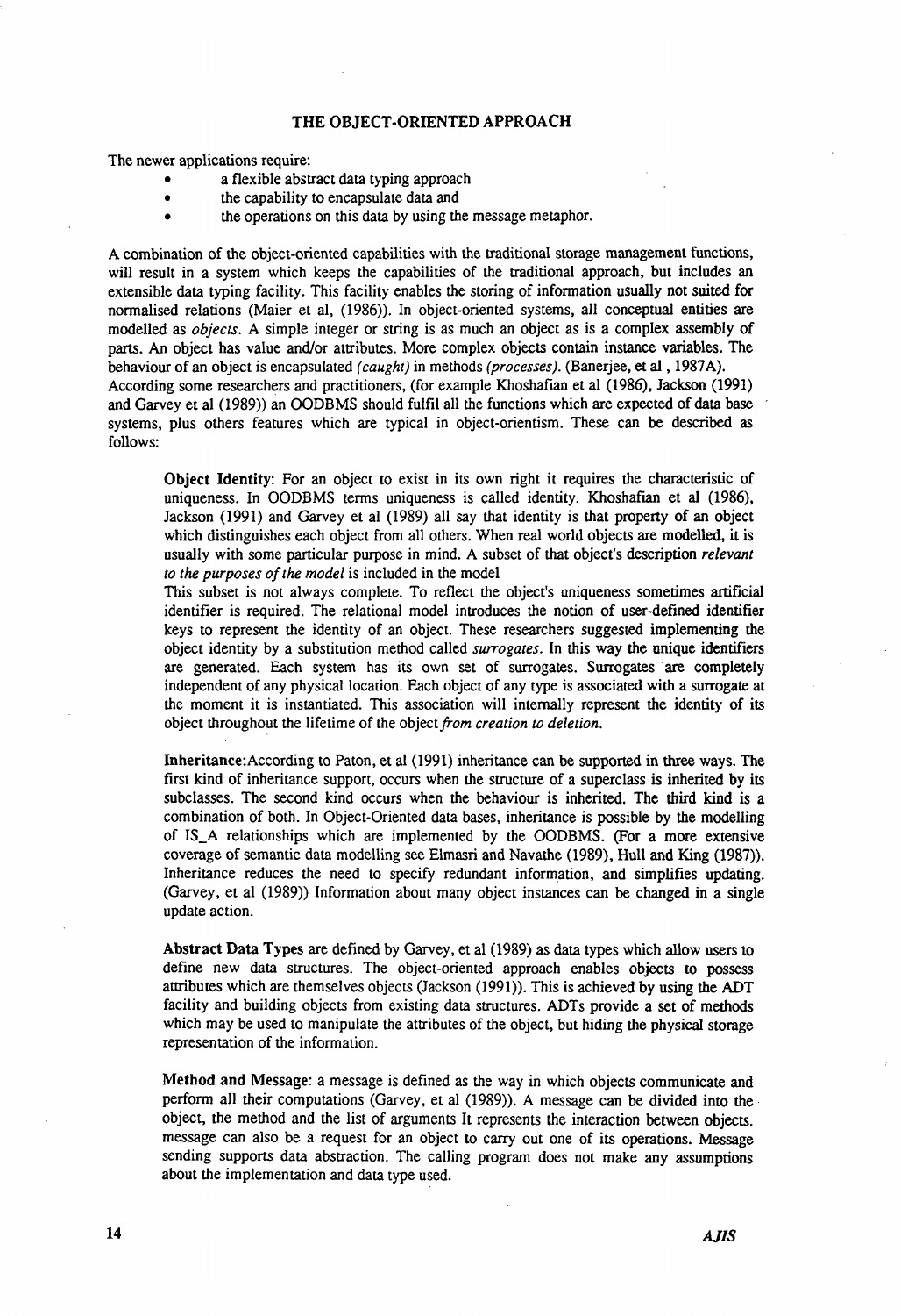## THE OBJECT-ORIENTED APPROACH

The newer applications require:

- a flexible abstract data typing approach
- the capability to encapsulate data and
- the operations on this data by using the message metaphor.

A combination of the object-oriented capabilities with the traditional storage management functions, will result in a system which keeps the capabilities of the traditional approach, but includes an extensible data typing facility. This facility enables the storing of information usually not suited for normalised relations (Maier et al, (1986)). In object-oriented systems, all conceptual entities are modelled as *objects*. A simple integer or string is as much an object as is a complex assembly of parts. An object has value and/or attributes. More complex objects contain instance variables. The behaviour of an object is encapsulated *(caught)* in methods *(processes)*. (Banerjee, et al , 1987A). According some researchers and practitioners, (for example Khoshafian et al (1986), Jackson (1991) and Garvey et al (1989)) an OODBMS should fulfil all the functions which are expected of data base systems, plus others features which are typical in object-orientism. These can be described as follows:

> **Object Identity**: For an object to exist in its own right it requires the characteristic of uniqueness. In OODBMS terms uniqueness is called identity. Khoshafian et al (1986), Jackson (1991) and Garvey et al (1989) all say that identity is that property of an object which distinguishes each object from all others. When real world objects are modelled, it is usually with some particular purpose in mind. A subset of that object's description *relevant to the purposes of the model* is included in the model
>
> This subset is not always complete. To reflect the object's uniqueness sometimes artificial identifier is required. The relational model introduces the notion of user-defined identifier keys to represent the identity of an object. These researchers suggested implementing the object identity by a substitution method called *surrogates*. In this way the unique identifiers are generated. Each system has its own set of surrogates. Surrogates are completely independent of any physical location. Each object of any type is associated with a surrogate at the moment it is instantiated. This association will internally represent the identity of its object throughout the lifetime of the object *from creation to deletion*.
>
> **Inheritance**:According to Paton, et al (1991) inheritance can be supported in three ways. The first kind of inheritance support, occurs when the structure of a superclass is inherited by its subclasses. The second kind occurs when the behaviour is inherited. The third kind is a combination of both. In Object-Oriented data bases, inheritance is possible by the modelling of IS_A relationships which are implemented by the OODBMS. (For a more extensive coverage of semantic data modelling see Elmasri and Navathe (1989), Hull and King (1987)). Inheritance reduces the need to specify redundant information, and simplifies updating. (Garvey, et al (1989)) Information about many object instances can be changed in a single update action.
>
> **Abstract Data Types** are defined by Garvey, et al (1989) as data types which allow users to define new data structures. The object-oriented approach enables objects to possess attributes which are themselves objects (Jackson (1991)). This is achieved by using the ADT facility and building objects from existing data structures. ADTs provide a set of methods which may be used to manipulate the attributes of the object, but hiding the physical storage representation of the information.
>
> **Method and Message**: a message is defined as the way in which objects communicate and perform all their computations (Garvey, et al (1989)). A message can be divided into the object, the method and the list of arguments It represents the interaction between objects. message can also be a request for an object to carry out one of its operations. Message sending supports data abstraction. The calling program does not make any assumptions about the implementation and data type used.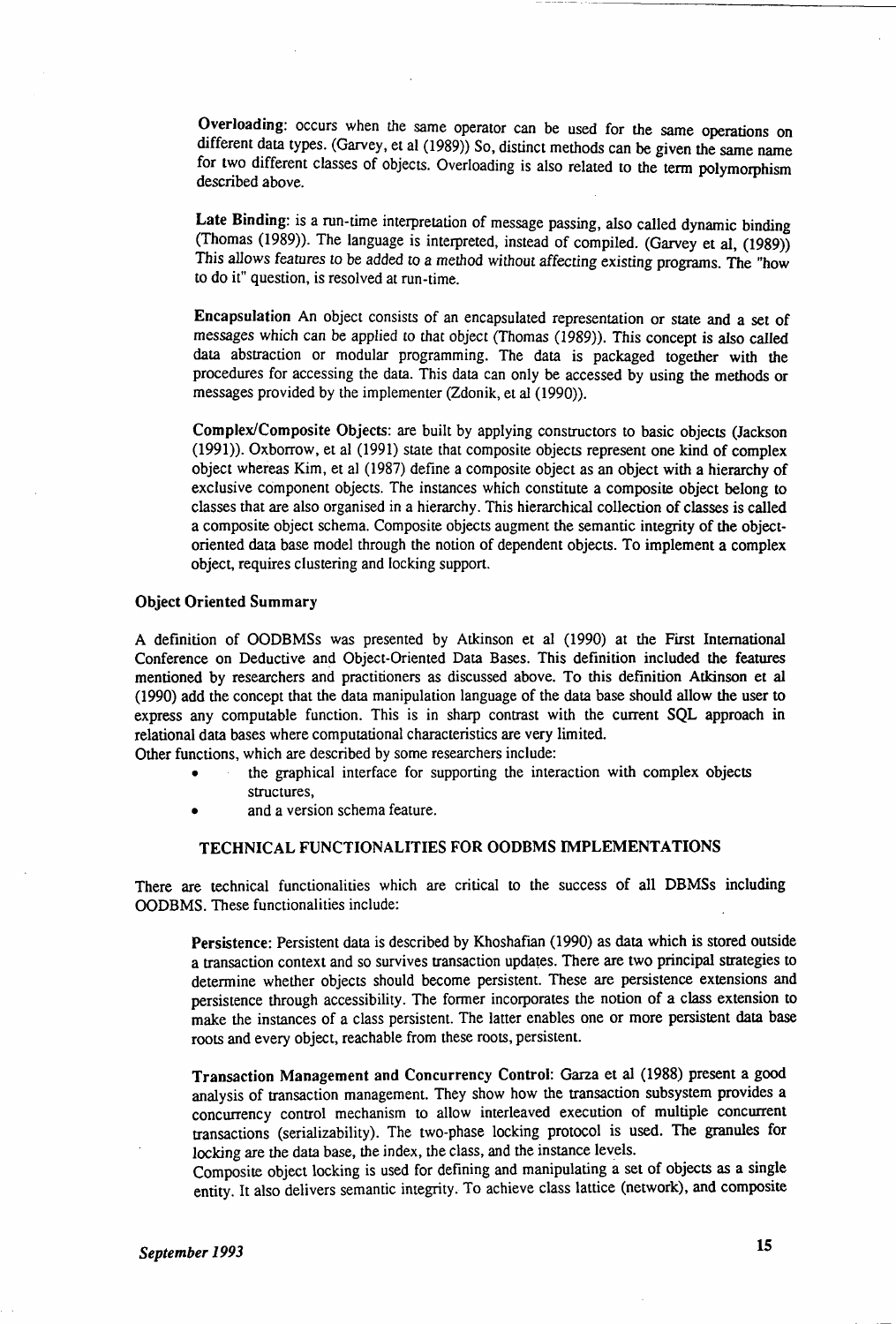**Overloading**: occurs when the same operator can be used for the same operations on different data types. (Garvey, et al (1989)) So, distinct methods can be given the same name for two different classes of objects. Overloading is also related to the term polymorphism described above.

**Late Binding**: is a run-time interpretation of message passing, also called dynamic binding (Thomas (1989)). The language is interpreted, instead of compiled. (Garvey et al, (1989)) This allows features to be added to a method without affecting existing programs. The "how to do it" question, is resolved at run-time.

**Encapsulation** An object consists of an encapsulated representation or state and a set of messages which can be applied to that object (Thomas (1989)). This concept is also called data abstraction or modular programming. The data is packaged together with the procedures for accessing the data. This data can only be accessed by using the methods or messages provided by the implementer (Zdonik, et al (1990)).

**Complex/Composite Objects**: are built by applying constructors to basic objects (Jackson (1991)). Oxborrow, et al (1991) state that composite objects represent one kind of complex object whereas Kim, et al (1987) define a composite object as an object with a hierarchy of exclusive component objects. The instances which constitute a composite object belong to classes that are also organised in a hierarchy. This hierarchical collection of classes is called a composite object schema. Composite objects augment the semantic integrity of the object-oriented data base model through the notion of dependent objects. To implement a complex object, requires clustering and locking support.

### Object Oriented Summary

A definition of OODBMSs was presented by Atkinson et al (1990) at the First International Conference on Deductive and Object-Oriented Data Bases. This definition included the features mentioned by researchers and practitioners as discussed above. To this definition Atkinson et al (1990) add the concept that the data manipulation language of the data base should allow the user to express any computable function. This is in sharp contrast with the current SQL approach in relational data bases where computational characteristics are very limited.
Other functions, which are described by some researchers include:

- the graphical interface for supporting the interaction with complex objects structures,
- and a version schema feature.

## TECHNICAL FUNCTIONALITIES FOR OODBMS IMPLEMENTATIONS

There are technical functionalities which are critical to the success of all DBMSs including OODBMS. These functionalities include:

**Persistence**: Persistent data is described by Khoshafian (1990) as data which is stored outside a transaction context and so survives transaction updates. There are two principal strategies to determine whether objects should become persistent. These are persistence extensions and persistence through accessibility. The former incorporates the notion of a class extension to make the instances of a class persistent. The latter enables one or more persistent data base roots and every object, reachable from these roots, persistent.

**Transaction Management and Concurrency Control**: Garza et al (1988) present a good analysis of transaction management. They show how the transaction subsystem provides a concurrency control mechanism to allow interleaved execution of multiple concurrent transactions (serializability). The two-phase locking protocol is used. The granules for locking are the data base, the index, the class, and the instance levels.
Composite object locking is used for defining and manipulating a set of objects as a single entity. It also delivers semantic integrity. To achieve class lattice (network), and composite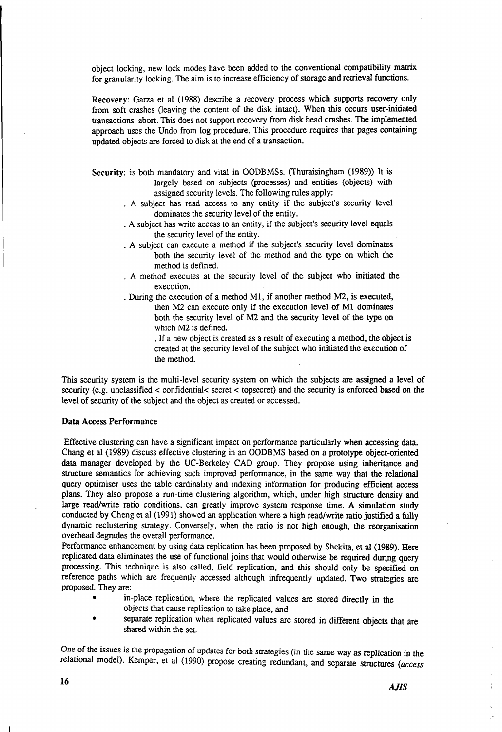object locking, new lock modes have been added to the conventional compatibility matrix for granularity locking. The aim is to increase efficiency of storage and retrieval functions.

**Recovery**: Garza et al (1988) describe a recovery process which supports recovery only from soft crashes (leaving the content of the disk intact). When this occurs user-initiated transactions abort. This does not support recovery from disk head crashes. The implemented approach uses the Undo from log procedure. This procedure requires that pages containing updated objects are forced to disk at the end of a transaction.

**Security**: is both mandatory and vital in OODBMSs. (Thuraisingham (1989)) It is largely based on subjects (processes) and entities (objects) with assigned security levels. The following rules apply:

- A subject has read access to any entity if the subject's security level dominates the security level of the entity.
- A subject has write access to an entity, if the subject's security level equals the security level of the entity.
- A subject can execute a method if the subject's security level dominates both the security level of the method and the type on which the method is defined.
- A method executes at the security level of the subject who initiated the execution.
- During the execution of a method M1, if another method M2, is executed, then M2 can execute only if the execution level of M1 dominates both the security level of M2 and the security level of the type on which M2 is defined.
  - If a new object is created as a result of executing a method, the object is created at the security level of the subject who initiated the execution of the method.

This security system is the multi-level security system on which the subjects are assigned a level of security (e.g. unclassified < confidential< secret < topsecret) and the security is enforced based on the level of security of the subject and the object as created or accessed.

### Data Access Performance

Effective clustering can have a significant impact on performance particularly when accessing data. Chang et al (1989) discuss effective clustering in an OODBMS based on a prototype object-oriented data manager developed by the UC-Berkeley CAD group. They propose using inheritance and structure semantics for achieving such improved performance, in the same way that the relational query optimiser uses the table cardinality and indexing information for producing efficient access plans. They also propose a run-time clustering algorithm, which, under high structure density and large read/write ratio conditions, can greatly improve system response time. A simulation study conducted by Cheng et al (1991) showed an application where a high read/write ratio justified a fully dynamic reclustering strategy. Conversely, when the ratio is not high enough, the reorganisation overhead degrades the overall performance.

Performance enhancement by using data replication has been proposed by Shekita, et al (1989). Here replicated data eliminates the use of functional joins that would otherwise be required during query processing. This technique is also called, field replication, and this should only be specified on reference paths which are frequently accessed although infrequently updated. Two strategies are proposed. They are:

- in-place replication, where the replicated values are stored directly in the objects that cause replication to take place, and
- separate replication when replicated values are stored in different objects that are shared within the set.

One of the issues is the propagation of updates for both strategies (in the same way as replication in the relational model). Kemper, et al (1990) propose creating redundant, and separate structures (*access*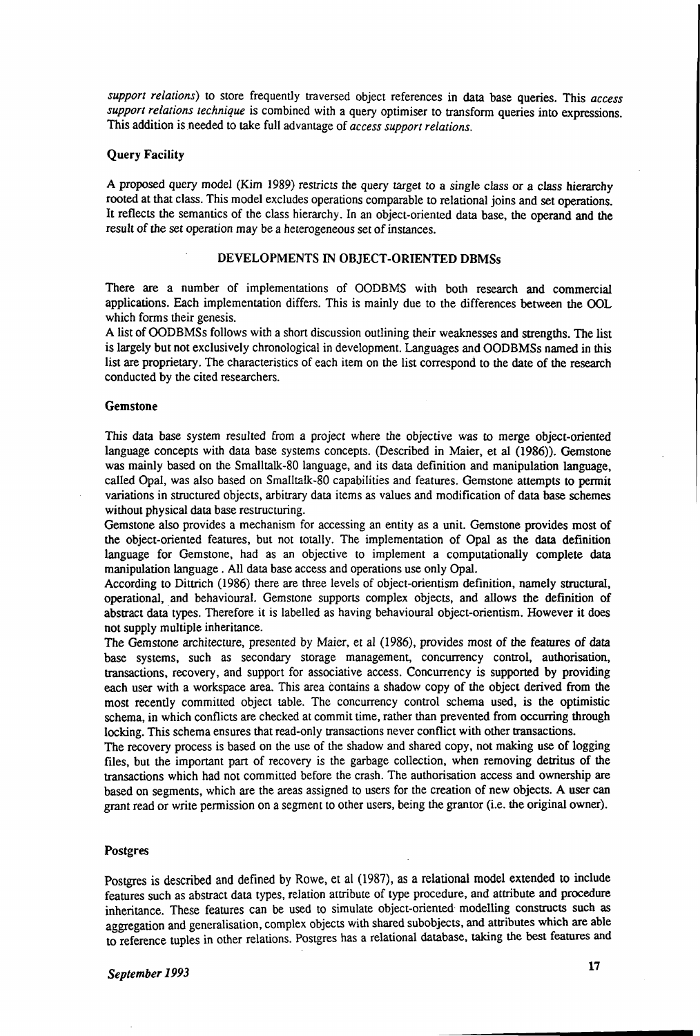*support relations*) to store frequently traversed object references in data base queries. This *access support relations technique* is combined with a query optimiser to transform queries into expressions. This addition is needed to take full advantage of *access support relations.*

### Query Facility

A proposed query model (Kim 1989) restricts the query target to a single class or a class hierarchy rooted at that class. This model excludes operations comparable to relational joins and set operations. It reflects the semantics of the class hierarchy. In an object-oriented data base, the operand and the result of the set operation may be a heterogeneous set of instances.

## DEVELOPMENTS IN OBJECT-ORIENTED DBMSs

There are a number of implementations of OODBMS with both research and commercial applications. Each implementation differs. This is mainly due to the differences between the OOL which forms their genesis.

A list of OODBMSs follows with a short discussion outlining their weaknesses and strengths. The list is largely but not exclusively chronological in development. Languages and OODBMSs named in this list are proprietary. The characteristics of each item on the list correspond to the date of the research conducted by the cited researchers.

### Gemstone

This data base system resulted from a project where the objective was to merge object-oriented language concepts with data base systems concepts. (Described in Maier, et al (1986)). Gemstone was mainly based on the Smalltalk-80 language, and its data definition and manipulation language, called Opal, was also based on Smalltalk-80 capabilities and features. Gemstone attempts to permit variations in structured objects, arbitrary data items as values and modification of data base schemes without physical data base restructuring.

Gemstone also provides a mechanism for accessing an entity as a unit. Gemstone provides most of the object-oriented features, but not totally. The implementation of Opal as the data definition language for Gemstone, had as an objective to implement a computationally complete data manipulation language . All data base access and operations use only Opal.

According to Dittrich (1986) there are three levels of object-orientism definition, namely structural, operational, and behavioural. Gemstone supports complex objects, and allows the definition of abstract data types. Therefore it is labelled as having behavioural object-orientism. However it does not supply multiple inheritance.

The Gemstone architecture, presented by Maier, et al (1986), provides most of the features of data base systems, such as secondary storage management, concurrency control, authorisation, transactions, recovery, and support for associative access. Concurrency is supported by providing each user with a workspace area. This area contains a shadow copy of the object derived from the most recently committed object table. The concurrency control schema used, is the optimistic schema, in which conflicts are checked at commit time, rather than prevented from occurring through locking. This schema ensures that read-only transactions never conflict with other transactions.

The recovery process is based on the use of the shadow and shared copy, not making use of logging files, but the important part of recovery is the garbage collection, when removing detritus of the transactions which had not committed before the crash. The authorisation access and ownership are based on segments, which are the areas assigned to users for the creation of new objects. A user can grant read or write permission on a segment to other users, being the grantor (i.e. the original owner).

### Postgres

Postgres is described and defined by Rowe, et al (1987), as a relational model extended to include features such as abstract data types, relation attribute of type procedure, and attribute and procedure inheritance. These features can be used to simulate object-oriented modelling constructs such as aggregation and generalisation, complex objects with shared subobjects, and attributes which are able to reference tuples in other relations. Postgres has a relational database, taking the best features and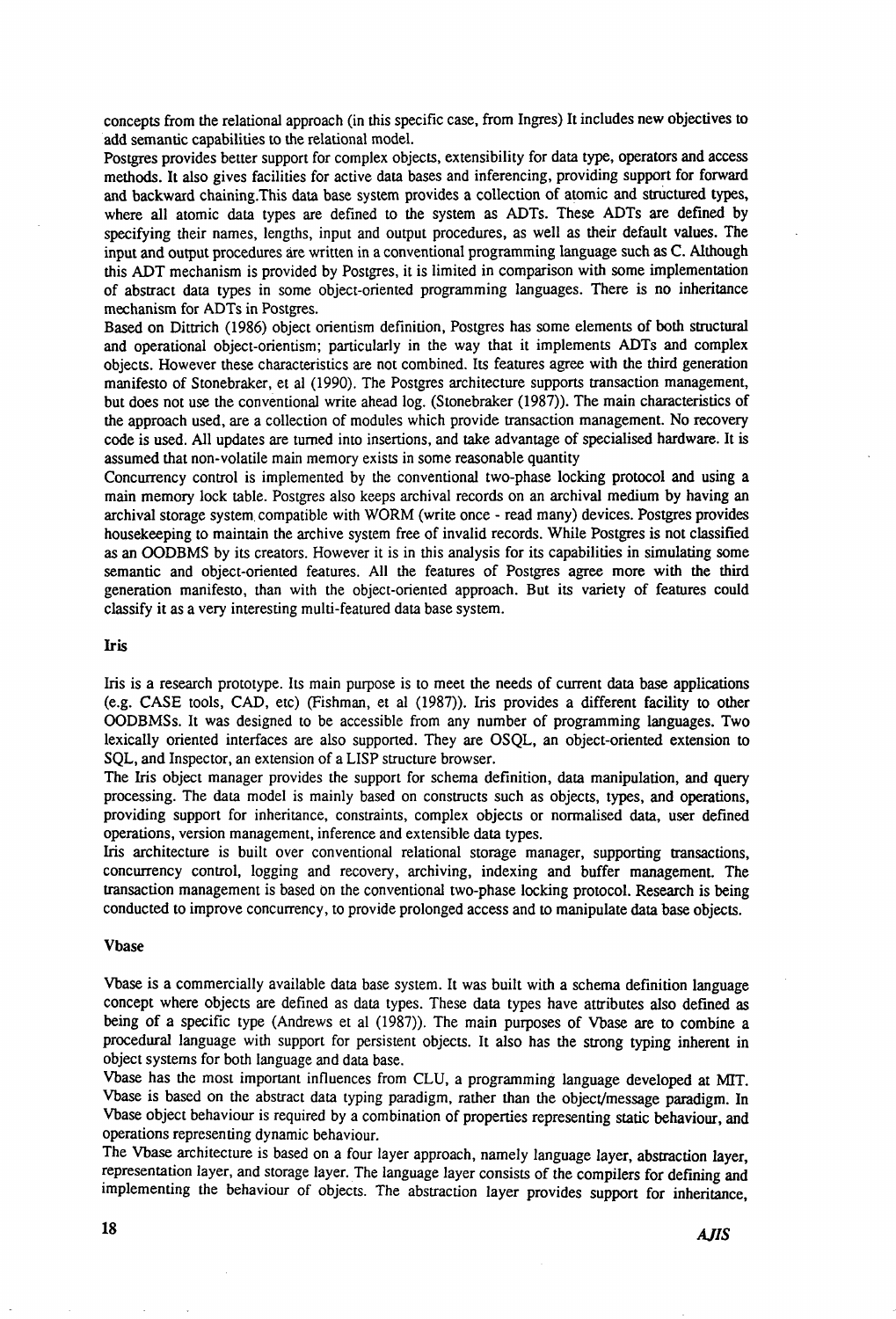concepts from the relational approach (in this specific case, from Ingres) It includes new objectives to add semantic capabilities to the relational model.

Postgres provides better support for complex objects, extensibility for data type, operators and access methods. It also gives facilities for active data bases and inferencing, providing support for forward and backward chaining.This data base system provides a collection of atomic and structured types, where all atomic data types are defined to the system as ADTs. These ADTs are defined by specifying their names, lengths, input and output procedures, as well as their default values. The input and output procedures are written in a conventional programming language such as C. Although this ADT mechanism is provided by Postgres, it is limited in comparison with some implementation of abstract data types in some object-oriented programming languages. There is no inheritance mechanism for ADTs in Postgres.

Based on Dittrich (1986) object orientism definition, Postgres has some elements of both structural and operational object-orientism; particularly in the way that it implements ADTs and complex objects. However these characteristics are not combined. Its features agree with the third generation manifesto of Stonebraker, et al (1990). The Postgres architecture supports transaction management, but does not use the conventional write ahead log. (Stonebraker (1987)). The main characteristics of the approach used, are a collection of modules which provide transaction management. No recovery code is used. All updates are turned into insertions, and take advantage of specialised hardware. It is assumed that non-volatile main memory exists in some reasonable quantity

Concurrency control is implemented by the conventional two-phase locking protocol and using a main memory lock table. Postgres also keeps archival records on an archival medium by having an archival storage system compatible with WORM (write once - read many) devices. Postgres provides housekeeping to maintain the archive system free of invalid records. While Postgres is not classified as an OODBMS by its creators. However it is in this analysis for its capabilities in simulating some semantic and object-oriented features. All the features of Postgres agree more with the third generation manifesto, than with the object-oriented approach. But its variety of features could classify it as a very interesting multi-featured data base system.

#### Iris

Iris is a research prototype. Its main purpose is to meet the needs of current data base applications (e.g. CASE tools, CAD, etc) (Fishman, et al (1987)). Iris provides a different facility to other OODBMSs. It was designed to be accessible from any number of programming languages. Two lexically oriented interfaces are also supported. They are OSQL, an object-oriented extension to SQL, and Inspector, an extension of a LISP structure browser.

The Iris object manager provides the support for schema definition, data manipulation, and query processing. The data model is mainly based on constructs such as objects, types, and operations, providing support for inheritance, constraints, complex objects or normalised data, user defined operations, version management, inference and extensible data types.

Iris architecture is built over conventional relational storage manager, supporting transactions, concurrency control, logging and recovery, archiving, indexing and buffer management. The transaction management is based on the conventional two-phase locking protocol. Research is being conducted to improve concurrency, to provide prolonged access and to manipulate data base objects.

#### Vbase

Vbase is a commercially available data base system. It was built with a schema definition language concept where objects are defined as data types. These data types have attributes also defined as being of a specific type (Andrews et al (1987)). The main purposes of Vbase are to combine a procedural language with support for persistent objects. It also has the strong typing inherent in object systems for both language and data base.

Vbase has the most important influences from CLU, a programming language developed at MIT. Vbase is based on the abstract data typing paradigm, rather than the object/message paradigm. In Vbase object behaviour is required by a combination of properties representing static behaviour, and operations representing dynamic behaviour.

The Vbase architecture is based on a four layer approach, namely language layer, abstraction layer, representation layer, and storage layer. The language layer consists of the compilers for defining and implementing the behaviour of objects. The abstraction layer provides support for inheritance,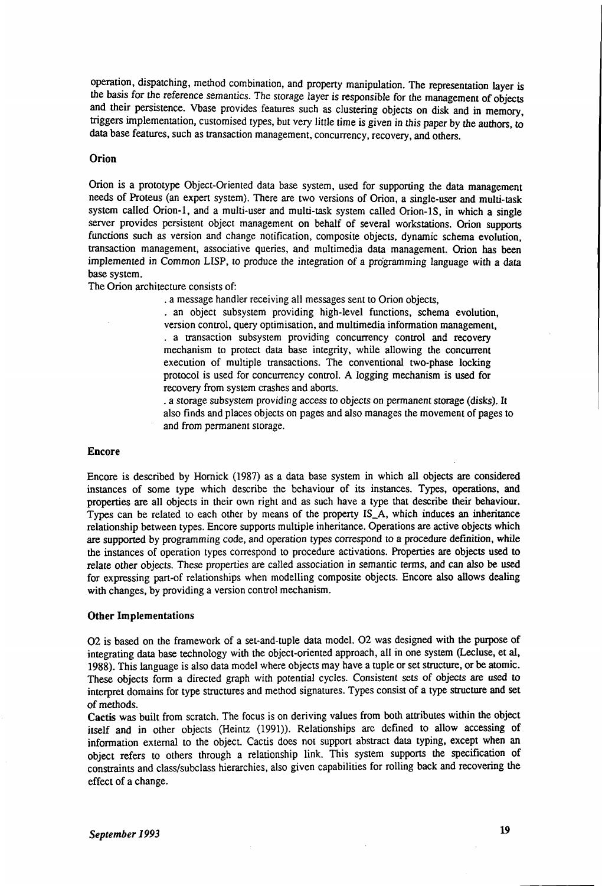operation, dispatching, method combination, and property manipulation. The representation layer is the basis for the reference semantics. The storage layer is responsible for the management of objects and their persistence. Vbase provides features such as clustering objects on disk and in memory, triggers implementation, customised types, but very little time is given in this paper by the authors, to data base features, such as transaction management, concurrency, recovery, and others.

### Orion

Orion is a prototype Object-Oriented data base system, used for supporting the data management needs of Proteus (an expert system). There are two versions of Orion, a single-user and multi-task system called Orion-1, and a multi-user and multi-task system called Orion-1S, in which a single server provides persistent object management on behalf of several workstations. Orion supports functions such as version and change notification, composite objects, dynamic schema evolution, transaction management, associative queries, and multimedia data management. Orion has been implemented in Common LISP, to produce the integration of a programming language with a data base system.

The Orion architecture consists of:

. a message handler receiving all messages sent to Orion objects,

. an object subsystem providing high-level functions, schema evolution, version control, query optimisation, and multimedia information management,

. a transaction subsystem providing concurrency control and recovery mechanism to protect data base integrity, while allowing the concurrent execution of multiple transactions. The conventional two-phase locking protocol is used for concurrency control. A logging mechanism is used for recovery from system crashes and aborts.

. a storage subsystem providing access to objects on permanent storage (disks). It also finds and places objects on pages and also manages the movement of pages to and from permanent storage.

### Encore

Encore is described by Hornick (1987) as a data base system in which all objects are considered instances of some type which describe the behaviour of its instances. Types, operations, and properties are all objects in their own right and as such have a type that describe their behaviour. Types can be related to each other by means of the property IS_A, which induces an inheritance relationship between types. Encore supports multiple inheritance. Operations are active objects which are supported by programming code, and operation types correspond to a procedure definition, while the instances of operation types correspond to procedure activations. Properties are objects used to relate other objects. These properties are called association in semantic terms, and can also be used for expressing part-of relationships when modelling composite objects. Encore also allows dealing with changes, by providing a version control mechanism.

### Other Implementations

O2 is based on the framework of a set-and-tuple data model. O2 was designed with the purpose of integrating data base technology with the object-oriented approach, all in one system (Lecluse, et al, 1988). This language is also data model where objects may have a tuple or set structure, or be atomic. These objects form a directed graph with potential cycles. Consistent sets of objects are used to interpret domains for type structures and method signatures. Types consist of a type structure and set of methods.

**Cactis** was built from scratch. The focus is on deriving values from both attributes within the object itself and in other objects (Heintz (1991)). Relationships are defined to allow accessing of information external to the object. Cactis does not support abstract data typing, except when an object refers to others through a relationship link. This system supports the specification of constraints and class/subclass hierarchies, also given capabilities for rolling back and recovering the effect of a change.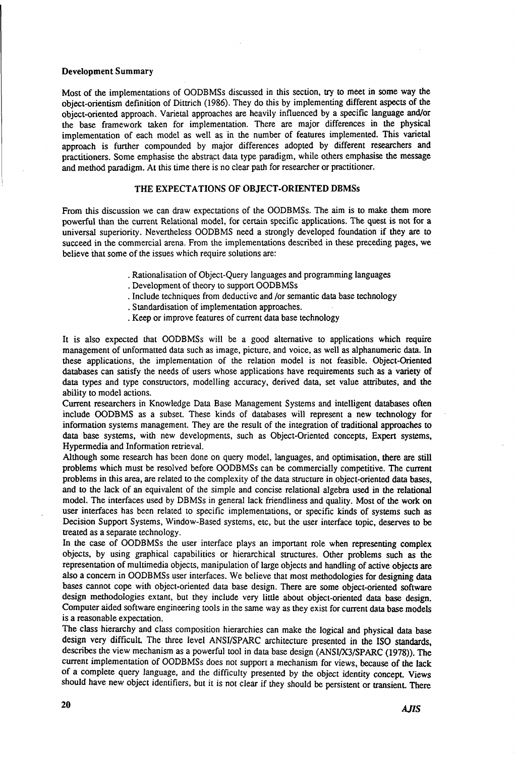**Development Summary**

Most of the implementations of OODBMSs discussed in this section, try to meet in some way the object-orientism definition of Dittrich (1986). They do this by implementing different aspects of the object-oriented approach. Varietal approaches are heavily influenced by a specific language and/or the base framework taken for implementation. There are major differences in the physical implementation of each model as well as in the number of features implemented. This varietal approach is further compounded by major differences adopted by different researchers and practitioners. Some emphasise the abstract data type paradigm, while others emphasise the message and method paradigm. At this time there is no clear path for researcher or practitioner.

## THE EXPECTATIONS OF OBJECT-ORIENTED DBMSs

From this discussion we can draw expectations of the OODBMSs. The aim is to make them more powerful than the current Relational model, for certain specific applications. The quest is not for a universal superiority. Nevertheless OODBMS need a strongly developed foundation if they are to succeed in the commercial arena. From the implementations described in these preceding pages, we believe that some of the issues which require solutions are:

- Rationalisation of Object-Query languages and programming languages
- Development of theory to support OODBMS
- Include techniques from deductive and /or semantic data base technology
- Standardisation of implementation approaches.
- Keep or improve features of current data base technology

It is also expected that OODBMSs will be a good alternative to applications which require management of unformatted data such as image, picture, and voice, as well as alphanumeric data. In these applications, the implementation of the relation model is not feasible. Object-Oriented databases can satisfy the needs of users whose applications have requirements such as a variety of data types and type constructors, modelling accuracy, derived data, set value attributes, and the ability to model actions.

Current researchers in Knowledge Data Base Management Systems and intelligent databases often include OODBMS as a subset. These kinds of databases will represent a new technology for information systems management. They are the result of the integration of traditional approaches to data base systems, with new developments, such as Object-Oriented concepts, Expert systems, Hypermedia and Information retrieval.

Although some research has been done on query model, languages, and optimisation, there are still problems which must be resolved before OODBMSs can be commercially competitive. The current problems in this area, are related to the complexity of the data structure in object-oriented data bases, and to the lack of an equivalent of the simple and concise relational algebra used in the relational model. The interfaces used by DBMSs in general lack friendliness and quality. Most of the work on user interfaces has been related to specific implementations, or specific kinds of systems such as Decision Support Systems, Window-Based systems, etc, but the user interface topic, deserves to be treated as a separate technology.

In the case of OODBMSs the user interface plays an important role when representing complex objects, by using graphical capabilities or hierarchical structures. Other problems such as the representation of multimedia objects, manipulation of large objects and handling of active objects are also a concern in OODBMSs user interfaces. We believe that most methodologies for designing data bases cannot cope with object-oriented data base design. There are some object-oriented software design methodologies extant, but they include very little about object-oriented data base design. Computer aided software engineering tools in the same way as they exist for current data base models is a reasonable expectation.

The class hierarchy and class composition hierarchies can make the logical and physical data base design very difficult. The three level ANSI/SPARC architecture presented in the ISO standards, describes the view mechanism as a powerful tool in data base design (ANSI/X3/SPARC (1978)). The current implementation of OODBMSs does not support a mechanism for views, because of the lack of a complete query language, and the difficulty presented by the object identity concept. Views should have new object identifiers, but it is not clear if they should be persistent or transient. There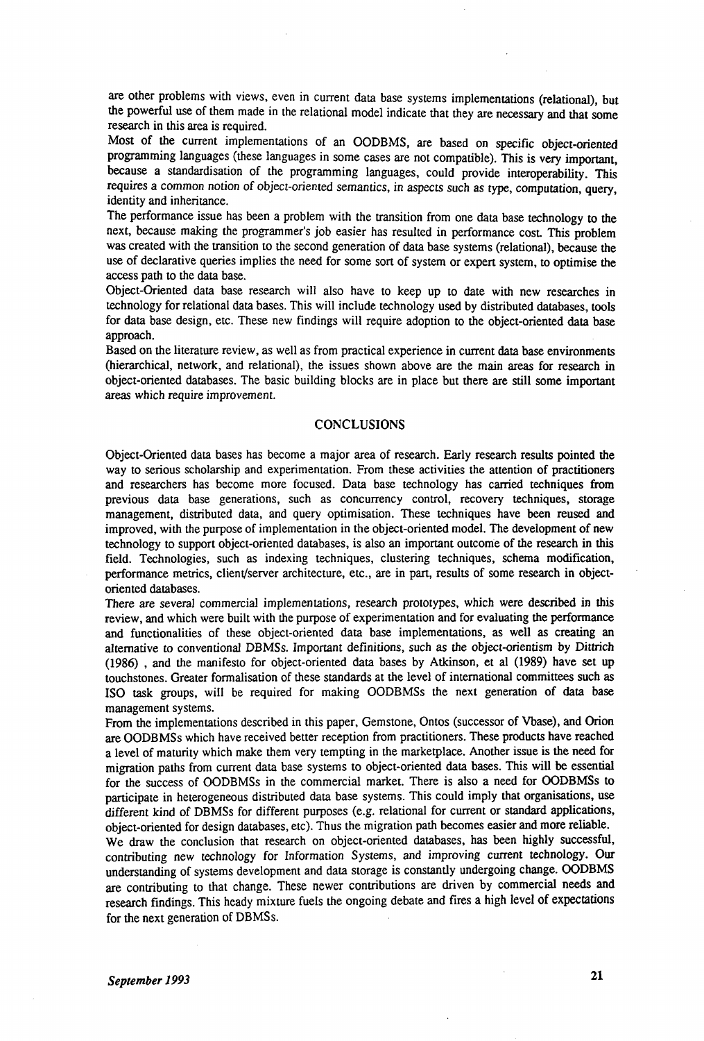are other problems with views, even in current data base systems implementations (relational), but the powerful use of them made in the relational model indicate that they are necessary and that some research in this area is required.

Most of the current implementations of an OODBMS, are based on specific object-oriented programming languages (these languages in some cases are not compatible). This is very important, because a standardisation of the programming languages, could provide interoperability. This requires a common notion of object-oriented semantics, in aspects such as type, computation, query, identity and inheritance.

The performance issue has been a problem with the transition from one data base technology to the next, because making the programmer's job easier has resulted in performance cost. This problem was created with the transition to the second generation of data base systems (relational), because the use of declarative queries implies the need for some sort of system or expert system, to optimise the access path to the data base.

Object-Oriented data base research will also have to keep up to date with new researches in technology for relational data bases. This will include technology used by distributed databases, tools for data base design, etc. These new findings will require adoption to the object-oriented data base approach.

Based on the literature review, as well as from practical experience in current data base environments (hierarchical, network, and relational), the issues shown above are the main areas for research in object-oriented databases. The basic building blocks are in place but there are still some important areas which require improvement.

## CONCLUSIONS

Object-Oriented data bases has become a major area of research. Early research results pointed the way to serious scholarship and experimentation. From these activities the attention of practitioners and researchers has become more focused. Data base technology has carried techniques from previous data base generations, such as concurrency control, recovery techniques, storage management, distributed data, and query optimisation. These techniques have been reused and improved, with the purpose of implementation in the object-oriented model. The development of new technology to support object-oriented databases, is also an important outcome of the research in this field. Technologies, such as indexing techniques, clustering techniques, schema modification, performance metrics, client/server architecture, etc., are in part, results of some research in object-oriented databases.

There are several commercial implementations, research prototypes, which were described in this review, and which were built with the purpose of experimentation and for evaluating the performance and functionalities of these object-oriented data base implementations, as well as creating an alternative to conventional DBMSs. Important definitions, such as the object-orientism by Dittrich (1986) , and the manifesto for object-oriented data bases by Atkinson, et al (1989) have set up touchstones. Greater formalisation of these standards at the level of international committees such as ISO task groups, will be required for making OODBMSs the next generation of data base management systems.

From the implementations described in this paper, Gemstone, Ontos (successor of Vbase), and Orion are OODBMSs which have received better reception from practitioners. These products have reached a level of maturity which make them very tempting in the marketplace. Another issue is the need for migration paths from current data base systems to object-oriented data bases. This will be essential for the success of OODBMSs in the commercial market. There is also a need for OODBMSs to participate in heterogeneous distributed data base systems. This could imply that organisations, use different kind of DBMSs for different purposes (e.g. relational for current or standard applications, object-oriented for design databases, etc). Thus the migration path becomes easier and more reliable.

We draw the conclusion that research on object-oriented databases, has been highly successful, contributing new technology for Information Systems, and improving current technology. Our understanding of systems development and data storage is constantly undergoing change. OODBMS are contributing to that change. These newer contributions are driven by commercial needs and research findings. This heady mixture fuels the ongoing debate and fires a high level of expectations for the next generation of DBMSs.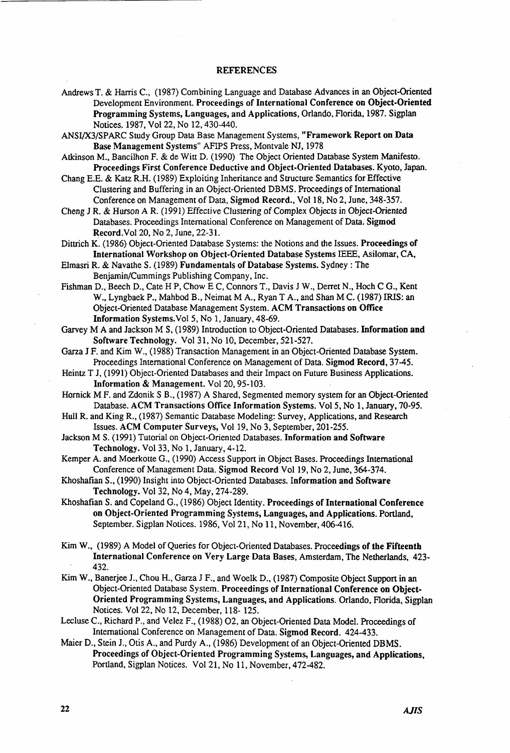# REFERENCES

Andrews T. & Harris C., (1987) Combining Language and Database Advances in an Object-Oriented Development Environment. **Proceedings of International Conference on Object-Oriented Programming Systems, Languages, and Applications**, Orlando, Florida, 1987. Sigplan Notices. 1987, Vol 22, No 12, 430-440.

ANSI/X3/SPARC Study Group Data Base Management Systems, **"Framework Report on Data Base Management Systems"** AFIPS Press, Montvale NJ, 1978

Atkinson M., Bancilhon F. & de Witt D. (1990) The Object Oriented Database System Manifesto. **Proceedings First Conference Deductive and Object-Oriented Databases.** Kyoto, Japan.

Chang E.E. & Katz R.H. (1989) Exploiting Inheritance and Structure Semantics for Effective Clustering and Buffering in an Object-Oriented DBMS. Proceedings of International Conference on Management of Data, **Sigmod Record.**, Vol 18, No 2, June, 348-357.

Cheng J R. & Hurson A R. (1991) Effective Clustering of Complex Objects in Object-Oriented Databases. Proceedings International Conference on Management of Data. **Sigmod Record.**Vol 20, No 2, June, 22-31.

Dittrich K. (1986) Object-Oriented Database Systems: the Notions and the Issues. **Proceedings of International Workshop on Object-Oriented Database Systems** IEEE, Asilomar, CA,

Elmasri R. & Navathe S. (1989) **Fundamentals of Database Systems.** Sydney : The Benjamin/Cummings Publishing Company, Inc.

Fishman D., Beech D., Cate H P, Chow E C, Connors T., Davis J W., Derret N., Hoch C G., Kent W., Lyngbaek P., Mahbod B., Neimat M A., Ryan T A., and Shan M C. (1987) IRIS: an Object-Oriented Database Management System. **ACM Transactions on Office Information Systems.**Vol 5, No 1, January, 48-69.

Garvey M A and Jackson M S, (1989) Introduction to Object-Oriented Databases. **Information and Software Technology.** Vol 31, No 10, December, 521-527.

Garza J F. and Kim W., (1988) Transaction Management in an Object-Oriented Database System. Proceedings International Conference on Management of Data. **Sigmod Record**, 37-45.

Heintz T J, (1991) Object-Oriented Databases and their Impact on Future Business Applications. **Information & Management.** Vol 20, 95-103.

Hornick M F. and Zdonik S B., (1987) A Shared, Segmented memory system for an Object-Oriented Database. **ACM Transactions Office Information Systems.** Vol 5, No 1, January, 70-95.

Hull R. and King R., (1987) Semantic Database Modeling: Survey, Applications, and Research Issues. **ACM Computer Surveys,** Vol 19, No 3, September, 201-255.

Jackson M S. (1991) Tutorial on Object-Oriented Databases. **Information and Software Technology.** Vol 33, No 1, January, 4-12.

Kemper A. and Moerkotte G., (1990) Access Support in Object Bases. Proceedings International Conference of Management Data. **Sigmod Record** Vol 19, No 2, June, 364-374.

Khoshafian S., (1990) Insight into Object-Oriented Databases. **Information and Software Technology.** Vol 32, No 4, May, 274-289.

Khoshafian S. and Copeland G., (1986) Object Identity. **Proceedings of International Conference on Object-Oriented Programming Systems, Languages, and Applications.** Portland, September. Sigplan Notices. 1986, Vol 21, No 11, November, 406-416.

Kim W., (1989) A Model of Queries for Object-Oriented Databases. Proceedings **of the Fifteenth International Conference on Very Large Data Bases**, Amsterdam, The Netherlands, 423-432.

Kim W., Banerjee J., Chou H., Garza J F., and Woelk D., (1987) Composite Object Support in an Object-Oriented Database System. **Proceedings of International Conference on Object-Oriented Programming Systems, Languages, and Applications**. Orlando, Florida, Sigplan Notices. Vol 22, No 12, December, 118- 125.

Lecluse C., Richard P., and Velez F., (1988) O2, an Object-Oriented Data Model. Proceedings of International Conference on Management of Data. **Sigmod Record.** 424-433.

Maier D., Stein J., Otis A., and Purdy A., (1986) Development of an Object-Oriented DBMS. **Proceedings of Object-Oriented Programming Systems, Languages, and Applications,** Portland, Sigplan Notices. Vol 21, No 11, November, 472-482.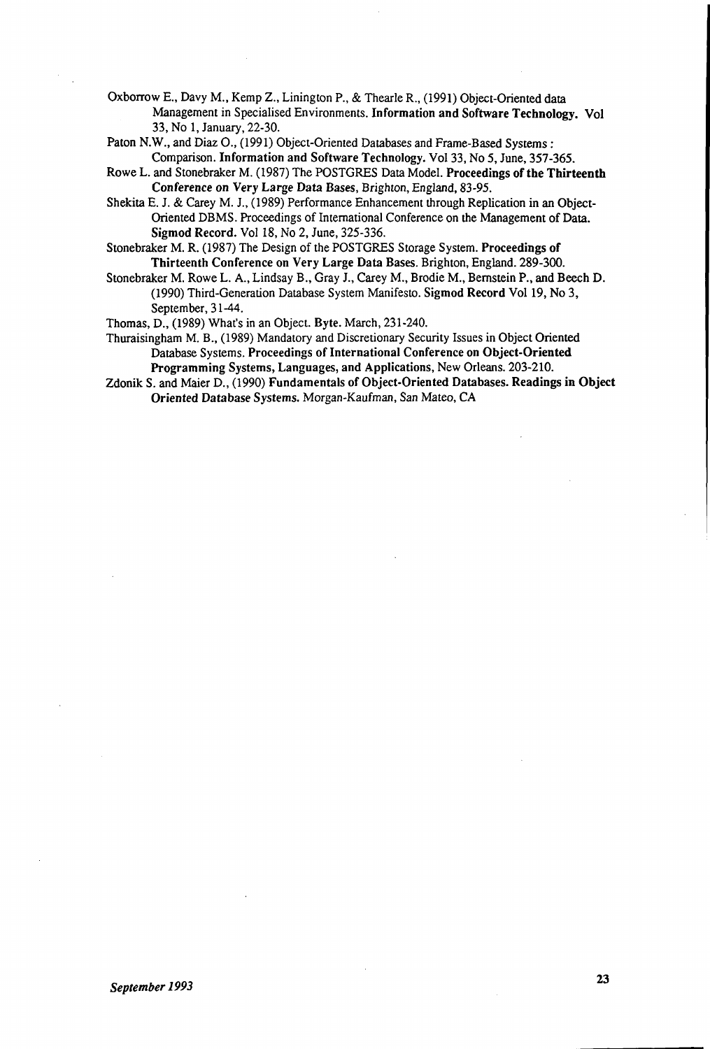Oxborrow E., Davy M., Kemp Z., Linington P., & Thearle R., (1991) Object-Oriented data Management in Specialised Environments. **Information and Software Technology.** Vol 33, No 1, January, 22-30.

Paton N.W., and Diaz O., (1991) Object-Oriented Databases and Frame-Based Systems : Comparison. **Information and Software Technology.** Vol 33, No 5, June, 357-365.

Rowe L. and Stonebraker M. (1987) The POSTGRES Data Model. **Proceedings of the Thirteenth Conference on Very Large Data Bases**, Brighton, England, 83-95.

Shekita E. J. & Carey M. J., (1989) Performance Enhancement through Replication in an Object-Oriented DBMS. Proceedings of International Conference on the Management of Data. **Sigmod Record.** Vol 18, No 2, June, 325-336.

Stonebraker M. R. (1987) The Design of the POSTGRES Storage System. **Proceedings of Thirteenth Conference on Very Large Data Bases.** Brighton, England. 289-300.

Stonebraker M. Rowe L. A., Lindsay B., Gray J., Carey M., Brodie M., Bernstein P., and Beech D. (1990) Third-Generation Database System Manifesto. **Sigmod Record** Vol 19, No 3, September, 31-44.

Thomas, D., (1989) What's in an Object. **Byte.** March, 231-240.

Thuraisingham M. B., (1989) Mandatory and Discretionary Security Issues in Object Oriented Database Systems. **Proceedings of International Conference on Object-Oriented Programming Systems, Languages, and Applications**, New Orleans. 203-210.

Zdonik S. and Maier D., (1990) **Fundamentals of Object-Oriented Databases. Readings in Object Oriented Database Systems.** Morgan-Kaufman, San Mateo, CA